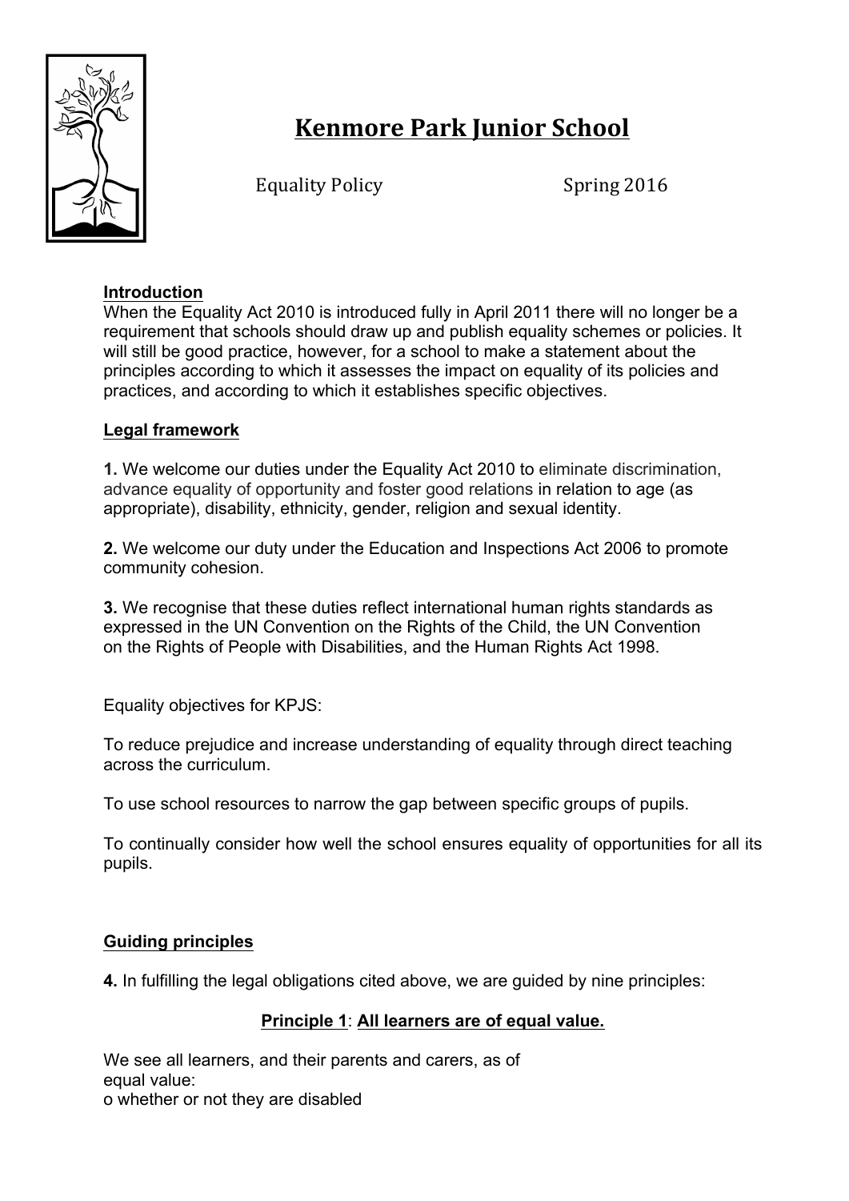# Kenmore Park Junior School

Equality Policy Spring 2016

**Introduction**

When the Equality Act 2010 is introduced fully in April 2011 there will no longer be a requirement that schools should draw up and publish equality schemes or policies. It will still be good practice, however, for a school to make a statement about the principles according to which it assesses the impact on equality of its policies and practices, and according to which it establishes specific objectives.

**Legal framework**

**1.** We welcome our duties under the Equality Act 2010 to eliminate discrimination, advance equality of opportunity and foster good relations in relation to age (as appropriate), disability, ethnicity, gender, religion and sexual identity.

**2.** We welcome our duty under the Education and Inspections Act 2006 to promote community cohesion.

**3.** We recognise that these duties reflect international human rights standards as expressed in the UN Convention on the Rights of the Child, the UN Convention on the Rights of People with Disabilities, and the Human Rights Act 1998.

Equality objectives for KPJS:

To reduce prejudice and increase understanding of equality through direct teaching across the curriculum.

To use school resources to narrow the gap between specific groups of pupils.

To continually consider how well the school ensures equality of opportunities for all its pupils.

**Guiding principles**

**4.** In fulfilling the legal obligations cited above, we are guided by nine principles:

**Principle 1**: **All learners are of equal value.**

We see all learners, and their parents and carers, as of equal value:

- whether or not they are disabled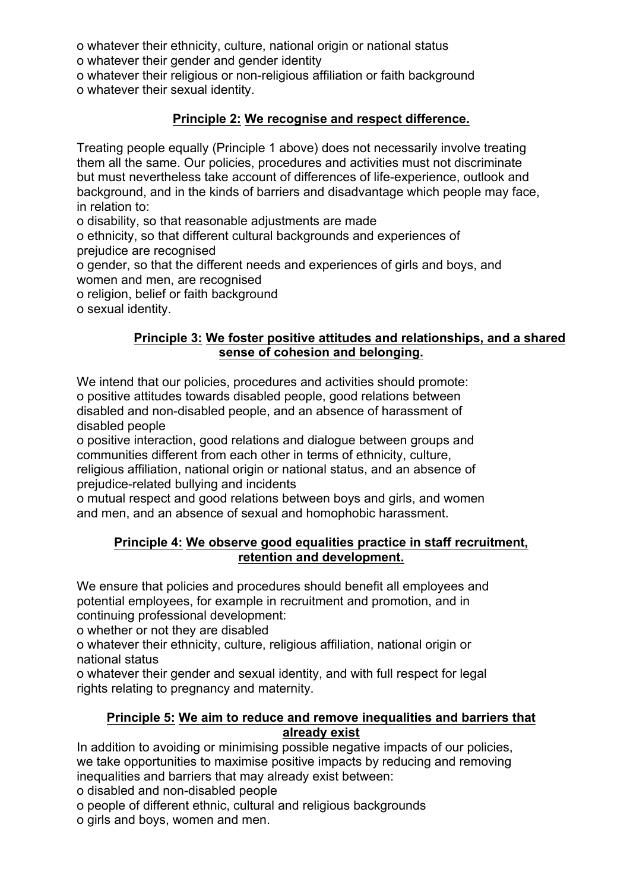o whatever their ethnicity, culture, national origin or national status
o whatever their gender and gender identity
o whatever their religious or non-religious affiliation or faith background
o whatever their sexual identity.

### **Principle 2: We recognise and respect difference.**

Treating people equally (Principle 1 above) does not necessarily involve treating them all the same. Our policies, procedures and activities must not discriminate but must nevertheless take account of differences of life-experience, outlook and background, and in the kinds of barriers and disadvantage which people may face, in relation to:
o disability, so that reasonable adjustments are made
o ethnicity, so that different cultural backgrounds and experiences of prejudice are recognised
o gender, so that the different needs and experiences of girls and boys, and women and men, are recognised
o religion, belief or faith background
o sexual identity.

### **Principle 3: We foster positive attitudes and relationships, and a shared sense of cohesion and belonging.**

We intend that our policies, procedures and activities should promote:
o positive attitudes towards disabled people, good relations between disabled and non-disabled people, and an absence of harassment of disabled people
o positive interaction, good relations and dialogue between groups and communities different from each other in terms of ethnicity, culture, religious affiliation, national origin or national status, and an absence of prejudice-related bullying and incidents
o mutual respect and good relations between boys and girls, and women and men, and an absence of sexual and homophobic harassment.

### **Principle 4: We observe good equalities practice in staff recruitment, retention and development.**

We ensure that policies and procedures should benefit all employees and potential employees, for example in recruitment and promotion, and in continuing professional development:
o whether or not they are disabled
o whatever their ethnicity, culture, religious affiliation, national origin or national status
o whatever their gender and sexual identity, and with full respect for legal rights relating to pregnancy and maternity.

### **Principle 5: We aim to reduce and remove inequalities and barriers that already exist**

In addition to avoiding or minimising possible negative impacts of our policies, we take opportunities to maximise positive impacts by reducing and removing inequalities and barriers that may already exist between:
o disabled and non-disabled people
o people of different ethnic, cultural and religious backgrounds
o girls and boys, women and men.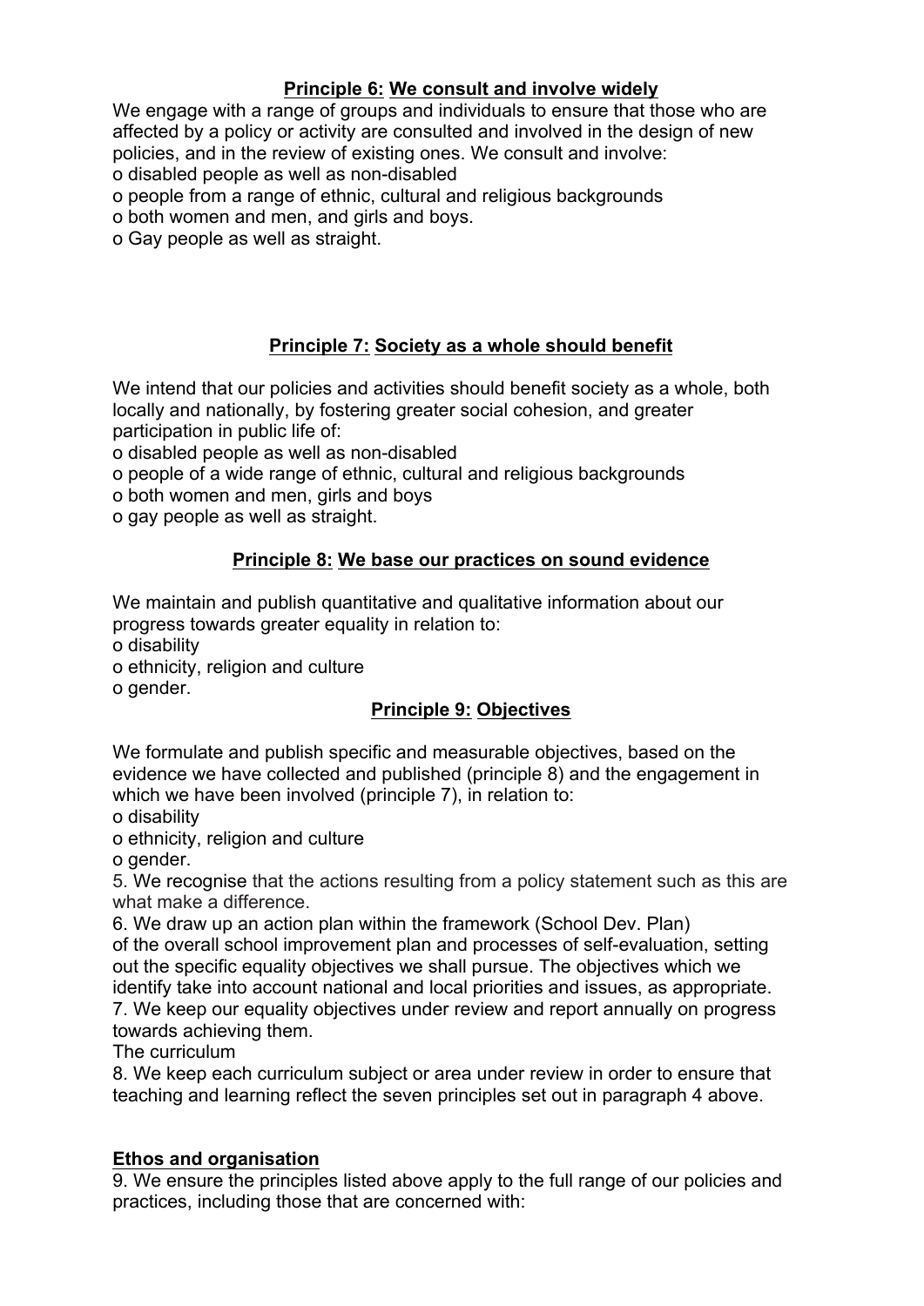**Principle 6:** **We consult and involve widely**

We engage with a range of groups and individuals to ensure that those who are affected by a policy or activity are consulted and involved in the design of new policies, and in the review of existing ones. We consult and involve:

o disabled people as well as non-disabled
o people from a range of ethnic, cultural and religious backgrounds
o both women and men, and girls and boys.
o Gay people as well as straight.

**Principle 7:** **Society as a whole should benefit**

We intend that our policies and activities should benefit society as a whole, both locally and nationally, by fostering greater social cohesion, and greater participation in public life of:

o disabled people as well as non-disabled
o people of a wide range of ethnic, cultural and religious backgrounds
o both women and men, girls and boys
o gay people as well as straight.

**Principle 8:** **We base our practices on sound evidence**

We maintain and publish quantitative and qualitative information about our progress towards greater equality in relation to:

o disability
o ethnicity, religion and culture
o gender.

**Principle 9:** **Objectives**

We formulate and publish specific and measurable objectives, based on the evidence we have collected and published (principle 8) and the engagement in which we have been involved (principle 7), in relation to:

o disability
o ethnicity, religion and culture
o gender.

5. We recognise that the actions resulting from a policy statement such as this are what make a difference.
6. We draw up an action plan within the framework (School Dev. Plan) of the overall school improvement plan and processes of self-evaluation, setting out the specific equality objectives we shall pursue. The objectives which we identify take into account national and local priorities and issues, as appropriate.
7. We keep our equality objectives under review and report annually on progress towards achieving them.

The curriculum

8. We keep each curriculum subject or area under review in order to ensure that teaching and learning reflect the seven principles set out in paragraph 4 above.

**Ethos and organisation**

9. We ensure the principles listed above apply to the full range of our policies and practices, including those that are concerned with: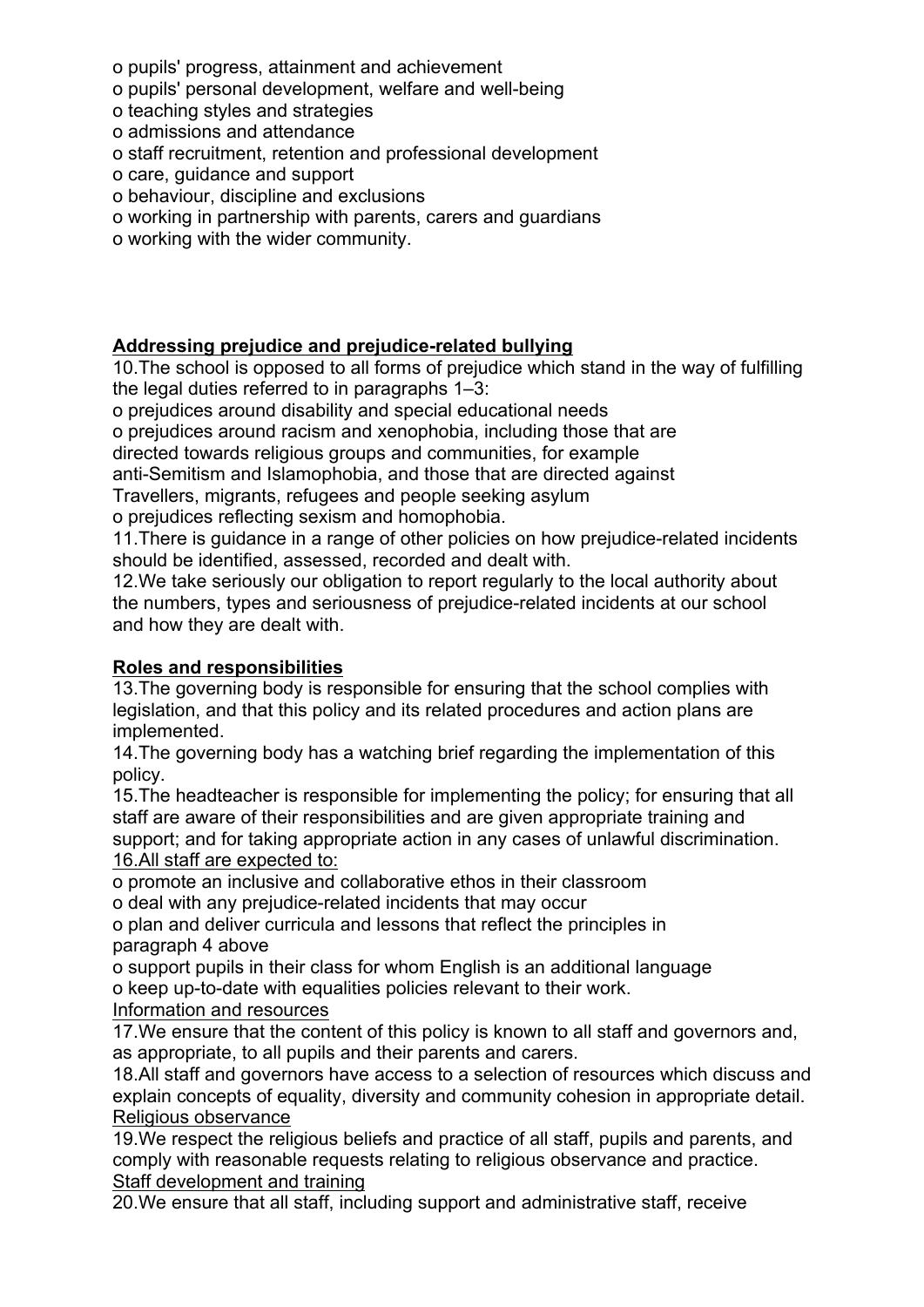- pupils' progress, attainment and achievement
- pupils' personal development, welfare and well-being
- teaching styles and strategies
- admissions and attendance
- staff recruitment, retention and professional development
- care, guidance and support
- behaviour, discipline and exclusions
- working in partnership with parents, carers and guardians
- working with the wider community.

## Addressing prejudice and prejudice-related bullying

10. The school is opposed to all forms of prejudice which stand in the way of fulfilling the legal duties referred to in paragraphs 1–3:
- prejudices around disability and special educational needs
- prejudices around racism and xenophobia, including those that are directed towards religious groups and communities, for example anti-Semitism and Islamophobia, and those that are directed against Travellers, migrants, refugees and people seeking asylum
- prejudices reflecting sexism and homophobia.

11. There is guidance in a range of other policies on how prejudice-related incidents should be identified, assessed, recorded and dealt with.

12. We take seriously our obligation to report regularly to the local authority about the numbers, types and seriousness of prejudice-related incidents at our school and how they are dealt with.

## Roles and responsibilities

13. The governing body is responsible for ensuring that the school complies with legislation, and that this policy and its related procedures and action plans are implemented.

14. The governing body has a watching brief regarding the implementation of this policy.

15. The headteacher is responsible for implementing the policy; for ensuring that all staff are aware of their responsibilities and are given appropriate training and support; and for taking appropriate action in any cases of unlawful discrimination.

16. All staff are expected to:
- promote an inclusive and collaborative ethos in their classroom
- deal with any prejudice-related incidents that may occur
- plan and deliver curricula and lessons that reflect the principles in paragraph 4 above
- support pupils in their class for whom English is an additional language
- keep up-to-date with equalities policies relevant to their work.

### Information and resources

17. We ensure that the content of this policy is known to all staff and governors and, as appropriate, to all pupils and their parents and carers.

18. All staff and governors have access to a selection of resources which discuss and explain concepts of equality, diversity and community cohesion in appropriate detail.

### Religious observance

19. We respect the religious beliefs and practice of all staff, pupils and parents, and comply with reasonable requests relating to religious observance and practice.

### Staff development and training

20. We ensure that all staff, including support and administrative staff, receive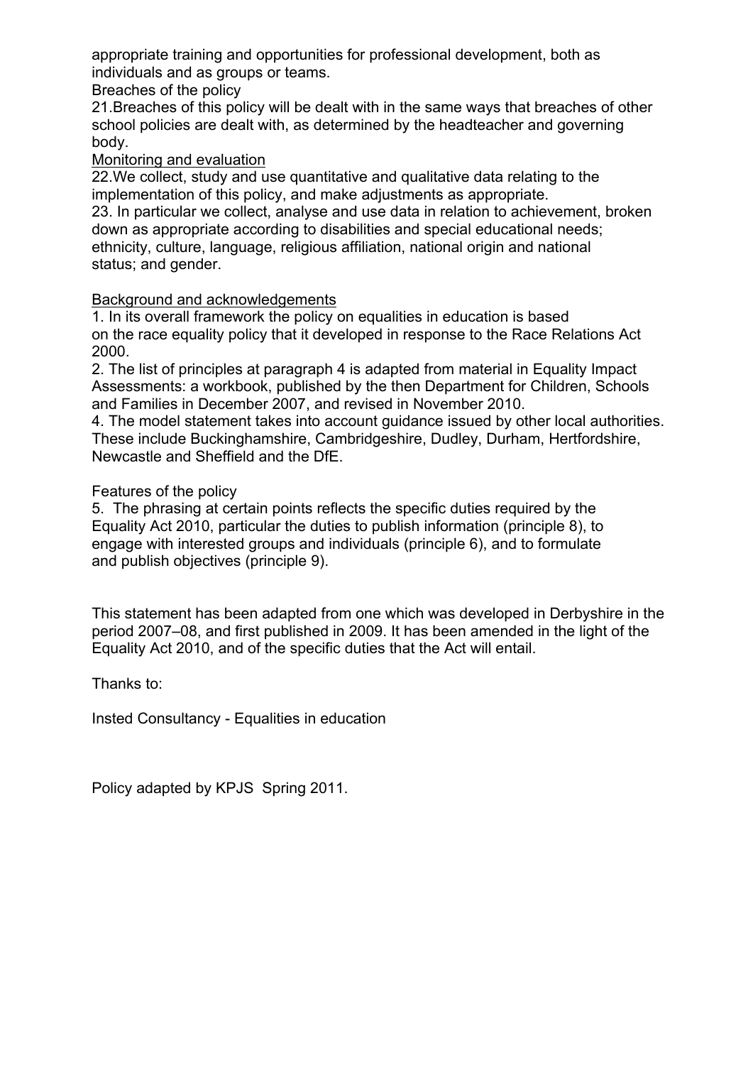appropriate training and opportunities for professional development, both as individuals and as groups or teams.

Breaches of the policy

21.Breaches of this policy will be dealt with in the same ways that breaches of other school policies are dealt with, as determined by the headteacher and governing body.

Monitoring and evaluation

22.We collect, study and use quantitative and qualitative data relating to the implementation of this policy, and make adjustments as appropriate.

23. In particular we collect, analyse and use data in relation to achievement, broken down as appropriate according to disabilities and special educational needs; ethnicity, culture, language, religious affiliation, national origin and national status; and gender.

Background and acknowledgements

1. In its overall framework the policy on equalities in education is based on the race equality policy that it developed in response to the Race Relations Act 2000.

2. The list of principles at paragraph 4 is adapted from material in Equality Impact Assessments: a workbook, published by the then Department for Children, Schools and Families in December 2007, and revised in November 2010.

4. The model statement takes into account guidance issued by other local authorities. These include Buckinghamshire, Cambridgeshire, Dudley, Durham, Hertfordshire, Newcastle and Sheffield and the DfE.

Features of the policy

5. The phrasing at certain points reflects the specific duties required by the Equality Act 2010, particular the duties to publish information (principle 8), to engage with interested groups and individuals (principle 6), and to formulate and publish objectives (principle 9).

This statement has been adapted from one which was developed in Derbyshire in the period 2007–08, and first published in 2009. It has been amended in the light of the Equality Act 2010, and of the specific duties that the Act will entail.

Thanks to:

Insted Consultancy - Equalities in education

Policy adapted by KPJS Spring 2011.